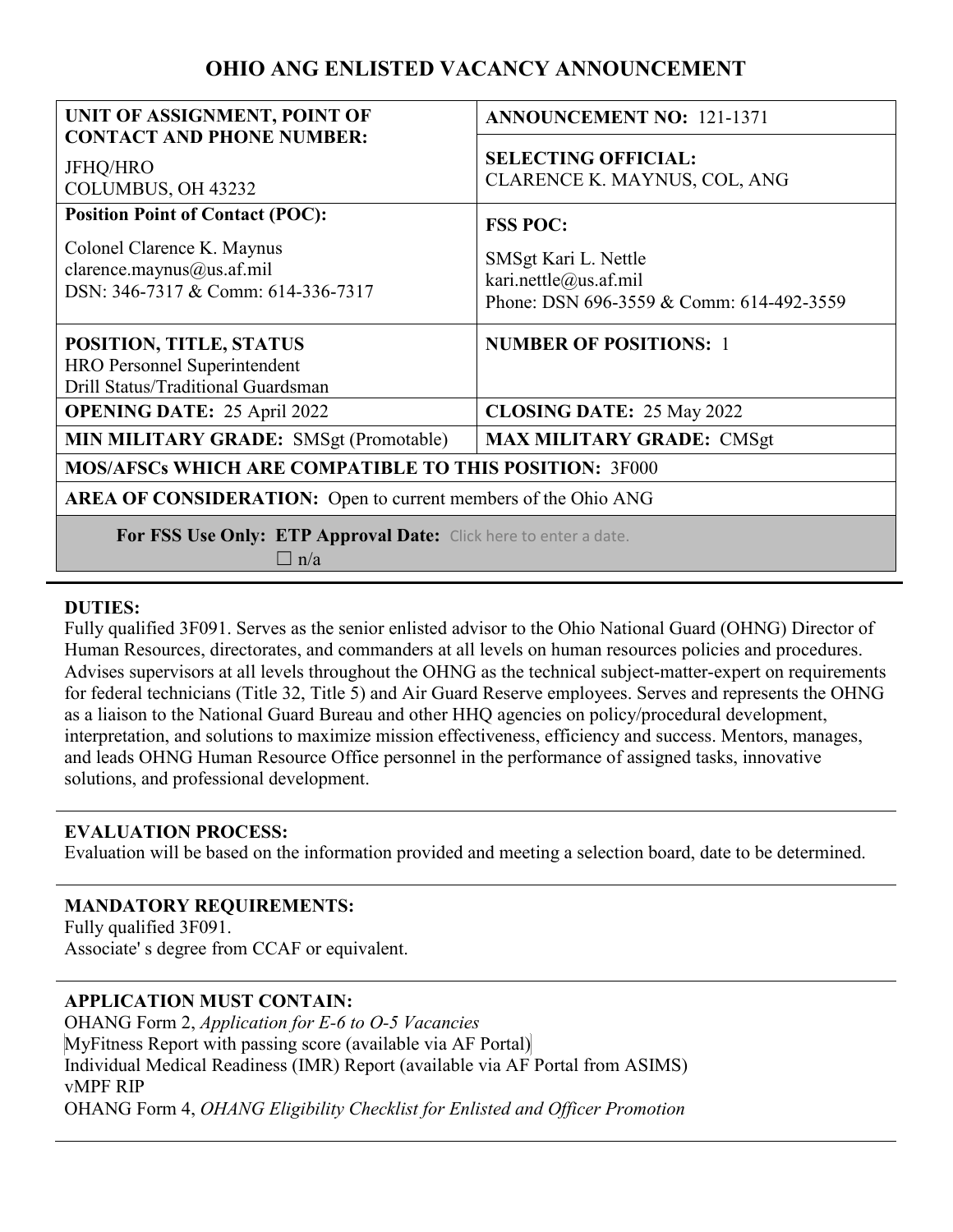# OHIO ANG ENLISTED VACANCY ANNOUNCEMENT

| **UNIT OF ASSIGNMENT, POINT OF CONTACT AND PHONE NUMBER:**<br>JFHQ/HRO<br>COLUMBUS, OH 43232 | **ANNOUNCEMENT NO:** 121-1371<br><br>**SELECTING OFFICIAL:**<br>CLARENCE K. MAYNUS, COL, ANG |
|---|---|
| **Position Point of Contact (POC):**<br>Colonel Clarence K. Maynus<br>clarence.maynus@us.af.mil<br>DSN: 346-7317 & Comm: 614-336-7317 | **FSS POC:**<br>SMSgt Kari L. Nettle<br>kari.nettle@us.af.mil<br>Phone: DSN 696-3559 & Comm: 614-492-3559 |
| **POSITION, TITLE, STATUS**<br>HRO Personnel Superintendent<br>Drill Status/Traditional Guardsman | **NUMBER OF POSITIONS:** 1 |
| **OPENING DATE:** 25 April 2022 | **CLOSING DATE:** 25 May 2022 |
| **MIN MILITARY GRADE:** SMSgt (Promotable) | **MAX MILITARY GRADE:** CMSgt |
| **MOS/AFSCs WHICH ARE COMPATIBLE TO THIS POSITION:** 3F000 | |
| **AREA OF CONSIDERATION:** Open to current members of the Ohio ANG | |
| **For FSS Use Only: ETP Approval Date:** Click here to enter a date.<br>☐ n/a | |

**DUTIES:**

Fully qualified 3F091. Serves as the senior enlisted advisor to the Ohio National Guard (OHNG) Director of Human Resources, directorates, and commanders at all levels on human resources policies and procedures. Advises supervisors at all levels throughout the OHNG as the technical subject-matter-expert on requirements for federal technicians (Title 32, Title 5) and Air Guard Reserve employees. Serves and represents the OHNG as a liaison to the National Guard Bureau and other HHQ agencies on policy/procedural development, interpretation, and solutions to maximize mission effectiveness, efficiency and success. Mentors, manages, and leads OHNG Human Resource Office personnel in the performance of assigned tasks, innovative solutions, and professional development.

**EVALUATION PROCESS:**

Evaluation will be based on the information provided and meeting a selection board, date to be determined.

**MANDATORY REQUIREMENTS:**

Fully qualified 3F091.
Associate' s degree from CCAF or equivalent.

**APPLICATION MUST CONTAIN:**

OHANG Form 2, *Application for E-6 to O-5 Vacancies*
MyFitness Report with passing score (available via AF Portal)
Individual Medical Readiness (IMR) Report (available via AF Portal from ASIMS)
vMPF RIP
OHANG Form 4, *OHANG Eligibility Checklist for Enlisted and Officer Promotion*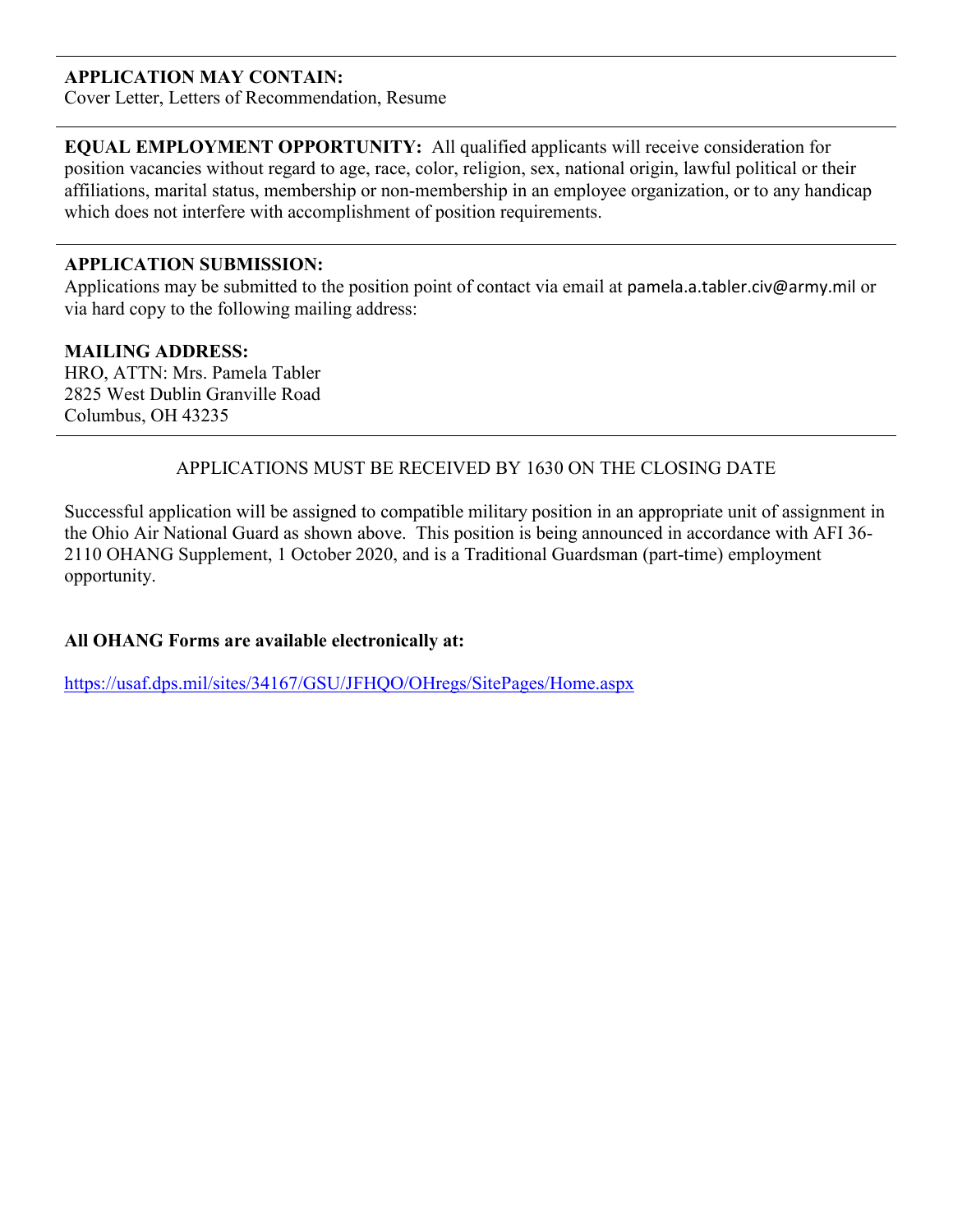**APPLICATION MAY CONTAIN:**
Cover Letter, Letters of Recommendation, Resume

---

**EQUAL EMPLOYMENT OPPORTUNITY:** All qualified applicants will receive consideration for position vacancies without regard to age, race, color, religion, sex, national origin, lawful political or their affiliations, marital status, membership or non-membership in an employee organization, or to any handicap which does not interfere with accomplishment of position requirements.

---

**APPLICATION SUBMISSION:**
Applications may be submitted to the position point of contact via email at pamela.a.tabler.civ@army.mil or via hard copy to the following mailing address:

**MAILING ADDRESS:**
HRO, ATTN: Mrs. Pamela Tabler
2825 West Dublin Granville Road
Columbus, OH 43235

---

APPLICATIONS MUST BE RECEIVED BY 1630 ON THE CLOSING DATE

Successful application will be assigned to compatible military position in an appropriate unit of assignment in the Ohio Air National Guard as shown above. This position is being announced in accordance with AFI 36-2110 OHANG Supplement, 1 October 2020, and is a Traditional Guardsman (part-time) employment opportunity.

**All OHANG Forms are available electronically at:**

https://usaf.dps.mil/sites/34167/GSU/JFHQO/OHregs/SitePages/Home.aspx